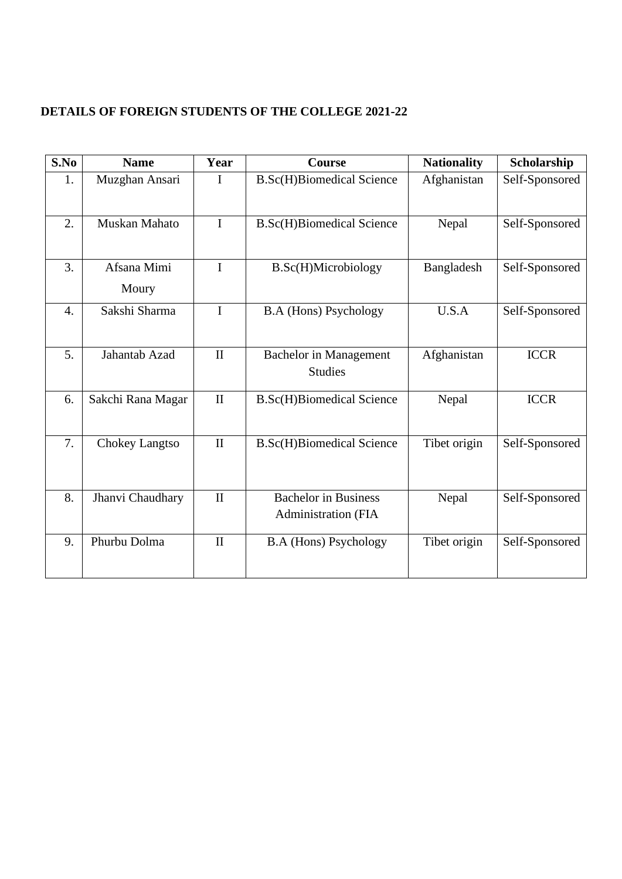**DETAILS OF FOREIGN STUDENTS OF THE COLLEGE 2021-22**

| S.No | Name | Year | Course | Nationality | Scholarship |
|---|---|---|---|---|---|
| 1. | Muzghan Ansari | I | B.Sc(H)Biomedical Science | Afghanistan | Self-Sponsored |
| 2. | Muskan Mahato | I | B.Sc(H)Biomedical Science | Nepal | Self-Sponsored |
| 3. | Afsana Mimi Moury | I | B.Sc(H)Microbiology | Bangladesh | Self-Sponsored |
| 4. | Sakshi Sharma | I | B.A (Hons) Psychology | U.S.A | Self-Sponsored |
| 5. | Jahantab Azad | II | Bachelor in Management Studies | Afghanistan | ICCR |
| 6. | Sakchi Rana Magar | II | B.Sc(H)Biomedical Science | Nepal | ICCR |
| 7. | Chokey Langtso | II | B.Sc(H)Biomedical Science | Tibet origin | Self-Sponsored |
| 8. | Jhanvi Chaudhary | II | Bachelor in Business Administration (FIA | Nepal | Self-Sponsored |
| 9. | Phurbu Dolma | II | B.A (Hons) Psychology | Tibet origin | Self-Sponsored |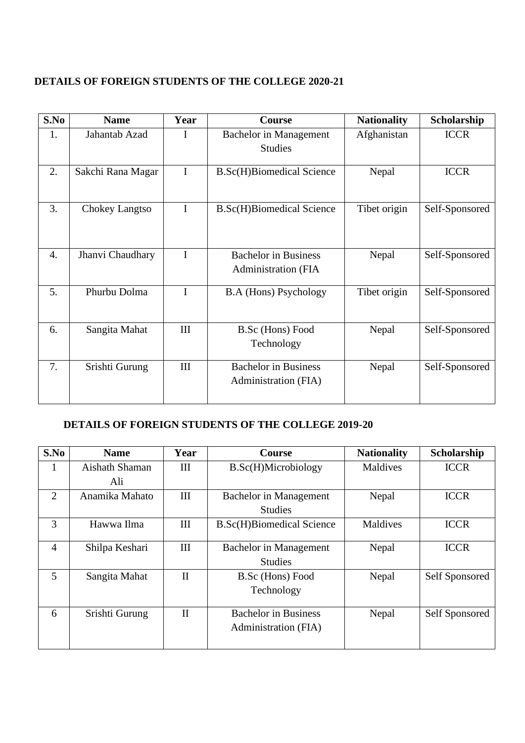## DETAILS OF FOREIGN STUDENTS OF THE COLLEGE 2020-21

| S.No | Name | Year | Course | Nationality | Scholarship |
|---|---|---|---|---|---|
| 1. | Jahantab Azad | I | Bachelor in Management Studies | Afghanistan | ICCR |
| 2. | Sakchi Rana Magar | I | B.Sc(H)Biomedical Science | Nepal | ICCR |
| 3. | Chokey Langtso | I | B.Sc(H)Biomedical Science | Tibet origin | Self-Sponsored |
| 4. | Jhanvi Chaudhary | I | Bachelor in Business Administration (FIA | Nepal | Self-Sponsored |
| 5. | Phurbu Dolma | I | B.A (Hons) Psychology | Tibet origin | Self-Sponsored |
| 6. | Sangita Mahat | III | B.Sc (Hons) Food Technology | Nepal | Self-Sponsored |
| 7. | Srishti Gurung | III | Bachelor in Business Administration (FIA) | Nepal | Self-Sponsored |

## DETAILS OF FOREIGN STUDENTS OF THE COLLEGE 2019-20

| S.No | Name | Year | Course | Nationality | Scholarship |
|---|---|---|---|---|---|
| 1 | Aishath Shaman Ali | III | B.Sc(H)Microbiology | Maldives | ICCR |
| 2 | Anamika Mahato | III | Bachelor in Management Studies | Nepal | ICCR |
| 3 | Hawwa Ilma | III | B.Sc(H)Biomedical Science | Maldives | ICCR |
| 4 | Shilpa Keshari | III | Bachelor in Management Studies | Nepal | ICCR |
| 5 | Sangita Mahat | II | B.Sc (Hons) Food Technology | Nepal | Self Sponsored |
| 6 | Srishti Gurung | II | Bachelor in Business Administration (FIA) | Nepal | Self Sponsored |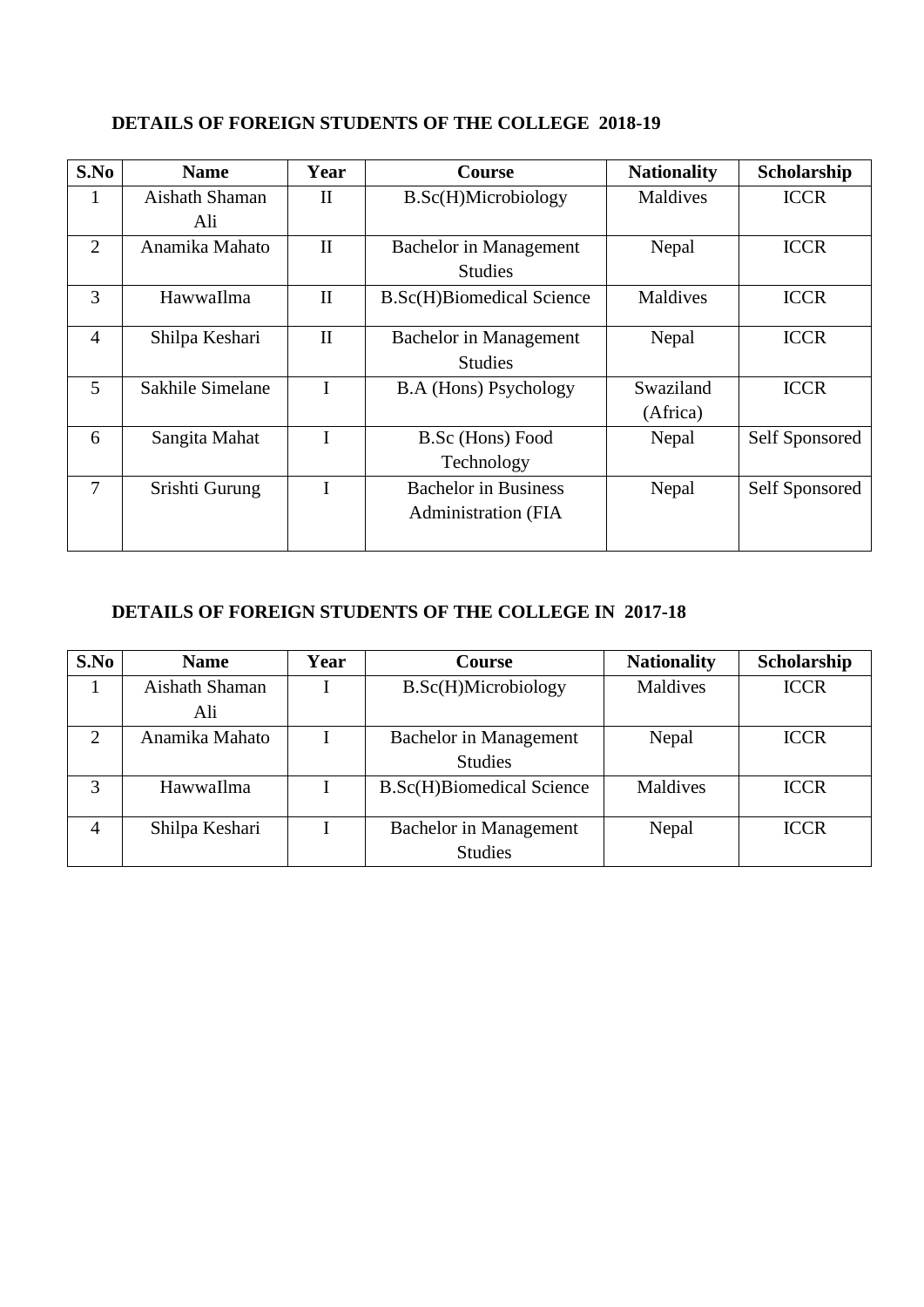## DETAILS OF FOREIGN STUDENTS OF THE COLLEGE 2018-19

| S.No | Name | Year | Course | Nationality | Scholarship |
|---|---|---|---|---|---|
| 1 | Aishath Shaman Ali | II | B.Sc(H)Microbiology | Maldives | ICCR |
| 2 | Anamika Mahato | II | Bachelor in Management Studies | Nepal | ICCR |
| 3 | HawwaIlma | II | B.Sc(H)Biomedical Science | Maldives | ICCR |
| 4 | Shilpa Keshari | II | Bachelor in Management Studies | Nepal | ICCR |
| 5 | Sakhile Simelane | I | B.A (Hons) Psychology | Swaziland (Africa) | ICCR |
| 6 | Sangita Mahat | I | B.Sc (Hons) Food Technology | Nepal | Self Sponsored |
| 7 | Srishti Gurung | I | Bachelor in Business Administration (FIA | Nepal | Self Sponsored |

## DETAILS OF FOREIGN STUDENTS OF THE COLLEGE IN 2017-18

| S.No | Name | Year | Course | Nationality | Scholarship |
|---|---|---|---|---|---|
| 1 | Aishath Shaman Ali | I | B.Sc(H)Microbiology | Maldives | ICCR |
| 2 | Anamika Mahato | I | Bachelor in Management Studies | Nepal | ICCR |
| 3 | HawwaIlma | I | B.Sc(H)Biomedical Science | Maldives | ICCR |
| 4 | Shilpa Keshari | I | Bachelor in Management Studies | Nepal | ICCR |